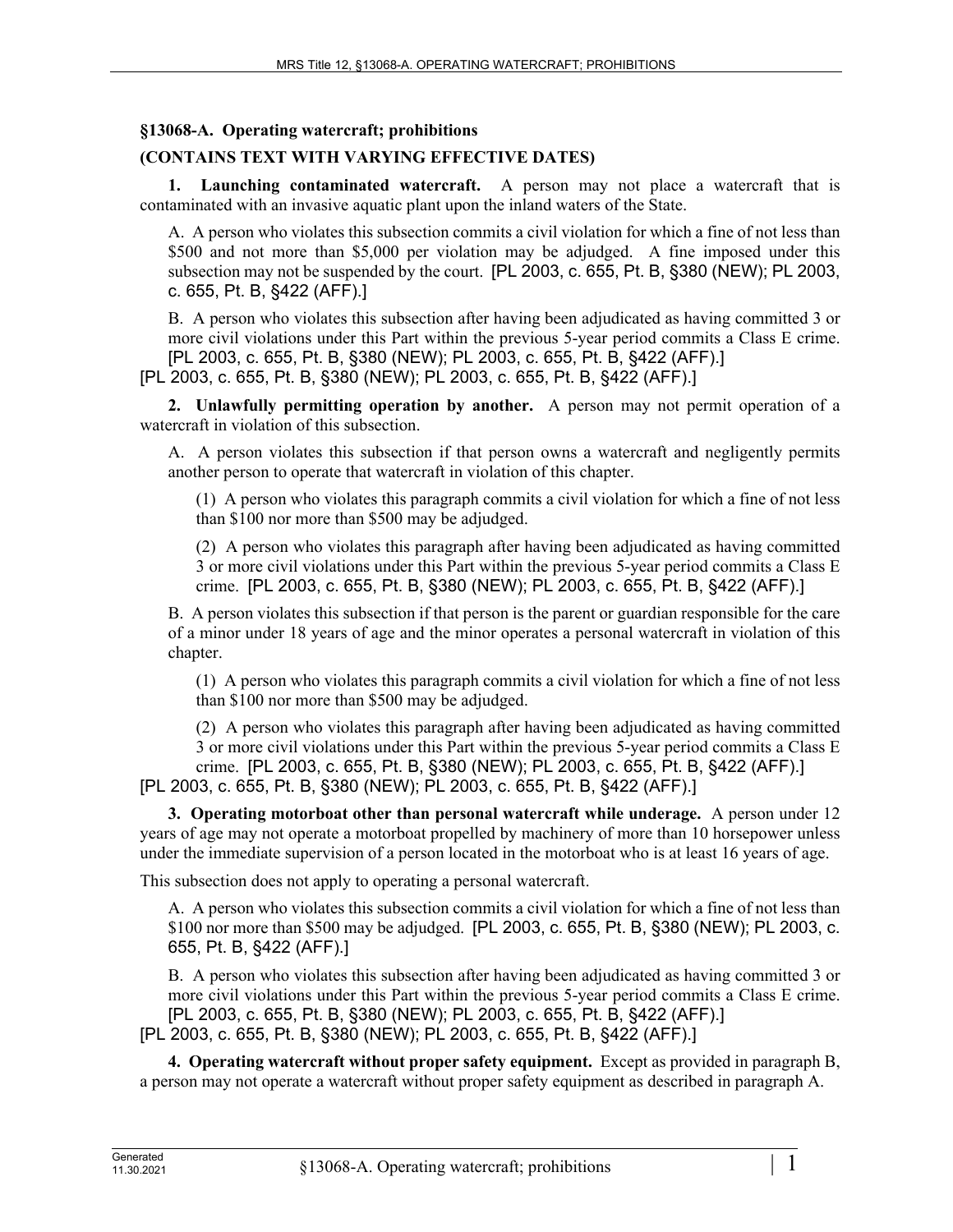### §13068-A. Operating watercraft; prohibitions

**(CONTAINS TEXT WITH VARYING EFFECTIVE DATES)**

**1. Launching contaminated watercraft.** A person may not place a watercraft that is contaminated with an invasive aquatic plant upon the inland waters of the State.

A. A person who violates this subsection commits a civil violation for which a fine of not less than $500 and not more than $5,000 per violation may be adjudged. A fine imposed under this subsection may not be suspended by the court. [PL 2003, c. 655, Pt. B, §380 (NEW); PL 2003, c. 655, Pt. B, §422 (AFF).]

B. A person who violates this subsection after having been adjudicated as having committed 3 or more civil violations under this Part within the previous 5-year period commits a Class E crime. [PL 2003, c. 655, Pt. B, §380 (NEW); PL 2003, c. 655, Pt. B, §422 (AFF).]

[PL 2003, c. 655, Pt. B, §380 (NEW); PL 2003, c. 655, Pt. B, §422 (AFF).]

**2. Unlawfully permitting operation by another.** A person may not permit operation of a watercraft in violation of this subsection.

A. A person violates this subsection if that person owns a watercraft and negligently permits another person to operate that watercraft in violation of this chapter.

(1) A person who violates this paragraph commits a civil violation for which a fine of not less than $100 nor more than $500 may be adjudged.

(2) A person who violates this paragraph after having been adjudicated as having committed 3 or more civil violations under this Part within the previous 5-year period commits a Class E crime. [PL 2003, c. 655, Pt. B, §380 (NEW); PL 2003, c. 655, Pt. B, §422 (AFF).]

B. A person violates this subsection if that person is the parent or guardian responsible for the care of a minor under 18 years of age and the minor operates a personal watercraft in violation of this chapter.

(1) A person who violates this paragraph commits a civil violation for which a fine of not less than $100 nor more than $500 may be adjudged.

(2) A person who violates this paragraph after having been adjudicated as having committed 3 or more civil violations under this Part within the previous 5-year period commits a Class E crime. [PL 2003, c. 655, Pt. B, §380 (NEW); PL 2003, c. 655, Pt. B, §422 (AFF).]

[PL 2003, c. 655, Pt. B, §380 (NEW); PL 2003, c. 655, Pt. B, §422 (AFF).]

**3. Operating motorboat other than personal watercraft while underage.** A person under 12 years of age may not operate a motorboat propelled by machinery of more than 10 horsepower unless under the immediate supervision of a person located in the motorboat who is at least 16 years of age.

This subsection does not apply to operating a personal watercraft.

A. A person who violates this subsection commits a civil violation for which a fine of not less than $100 nor more than $500 may be adjudged. [PL 2003, c. 655, Pt. B, §380 (NEW); PL 2003, c. 655, Pt. B, §422 (AFF).]

B. A person who violates this subsection after having been adjudicated as having committed 3 or more civil violations under this Part within the previous 5-year period commits a Class E crime. [PL 2003, c. 655, Pt. B, §380 (NEW); PL 2003, c. 655, Pt. B, §422 (AFF).]

[PL 2003, c. 655, Pt. B, §380 (NEW); PL 2003, c. 655, Pt. B, §422 (AFF).]

**4. Operating watercraft without proper safety equipment.** Except as provided in paragraph B, a person may not operate a watercraft without proper safety equipment as described in paragraph A.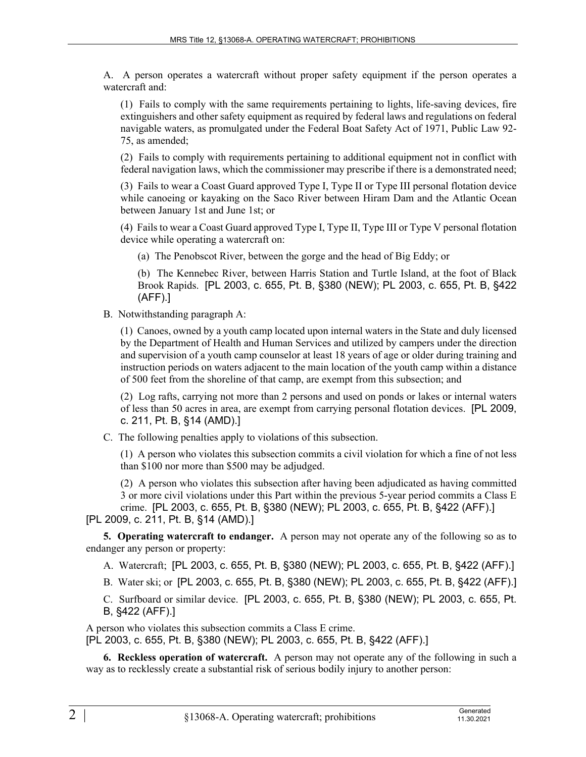A. A person operates a watercraft without proper safety equipment if the person operates a watercraft and:

(1) Fails to comply with the same requirements pertaining to lights, life-saving devices, fire extinguishers and other safety equipment as required by federal laws and regulations on federal navigable waters, as promulgated under the Federal Boat Safety Act of 1971, Public Law 92-75, as amended;

(2) Fails to comply with requirements pertaining to additional equipment not in conflict with federal navigation laws, which the commissioner may prescribe if there is a demonstrated need;

(3) Fails to wear a Coast Guard approved Type I, Type II or Type III personal flotation device while canoeing or kayaking on the Saco River between Hiram Dam and the Atlantic Ocean between January 1st and June 1st; or

(4) Fails to wear a Coast Guard approved Type I, Type II, Type III or Type V personal flotation device while operating a watercraft on:

(a) The Penobscot River, between the gorge and the head of Big Eddy; or

(b) The Kennebec River, between Harris Station and Turtle Island, at the foot of Black Brook Rapids. [PL 2003, c. 655, Pt. B, §380 (NEW); PL 2003, c. 655, Pt. B, §422 (AFF).]

B. Notwithstanding paragraph A:

(1) Canoes, owned by a youth camp located upon internal waters in the State and duly licensed by the Department of Health and Human Services and utilized by campers under the direction and supervision of a youth camp counselor at least 18 years of age or older during training and instruction periods on waters adjacent to the main location of the youth camp within a distance of 500 feet from the shoreline of that camp, are exempt from this subsection; and

(2) Log rafts, carrying not more than 2 persons and used on ponds or lakes or internal waters of less than 50 acres in area, are exempt from carrying personal flotation devices. [PL 2009, c. 211, Pt. B, §14 (AMD).]

C. The following penalties apply to violations of this subsection.

(1) A person who violates this subsection commits a civil violation for which a fine of not less than $100 nor more than $500 may be adjudged.

(2) A person who violates this subsection after having been adjudicated as having committed 3 or more civil violations under this Part within the previous 5-year period commits a Class E crime. [PL 2003, c. 655, Pt. B, §380 (NEW); PL 2003, c. 655, Pt. B, §422 (AFF).]

[PL 2009, c. 211, Pt. B, §14 (AMD).]

**5. Operating watercraft to endanger.** A person may not operate any of the following so as to endanger any person or property:

A. Watercraft; [PL 2003, c. 655, Pt. B, §380 (NEW); PL 2003, c. 655, Pt. B, §422 (AFF).]

B. Water ski; or [PL 2003, c. 655, Pt. B, §380 (NEW); PL 2003, c. 655, Pt. B, §422 (AFF).]

C. Surfboard or similar device. [PL 2003, c. 655, Pt. B, §380 (NEW); PL 2003, c. 655, Pt. B, §422 (AFF).]

A person who violates this subsection commits a Class E crime.
[PL 2003, c. 655, Pt. B, §380 (NEW); PL 2003, c. 655, Pt. B, §422 (AFF).]

**6. Reckless operation of watercraft.** A person may not operate any of the following in such a way as to recklessly create a substantial risk of serious bodily injury to another person: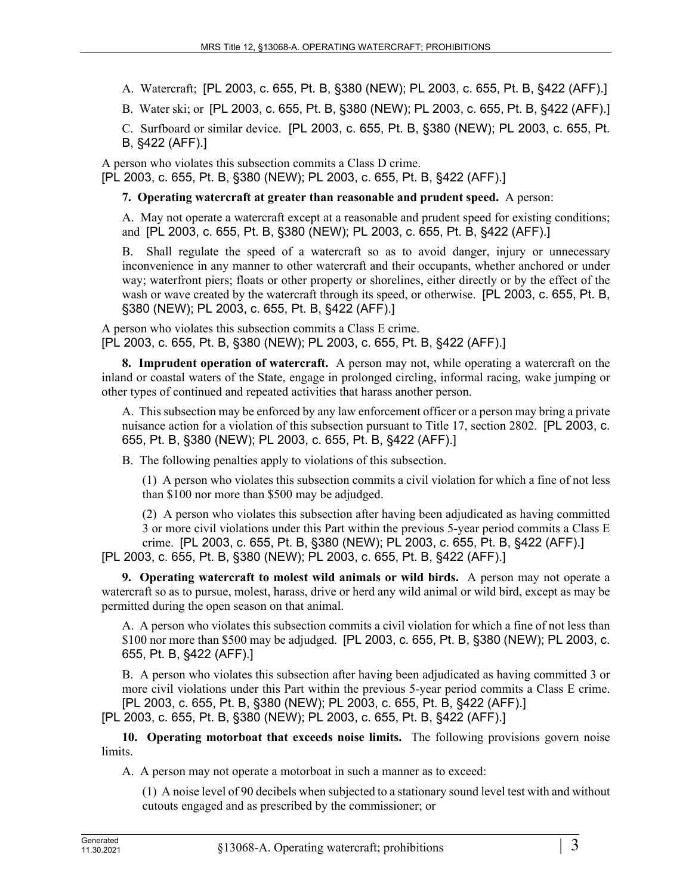A. Watercraft; [PL 2003, c. 655, Pt. B, §380 (NEW); PL 2003, c. 655, Pt. B, §422 (AFF).]

B. Water ski; or [PL 2003, c. 655, Pt. B, §380 (NEW); PL 2003, c. 655, Pt. B, §422 (AFF).]

C. Surfboard or similar device. [PL 2003, c. 655, Pt. B, §380 (NEW); PL 2003, c. 655, Pt. B, §422 (AFF).]

A person who violates this subsection commits a Class D crime.
[PL 2003, c. 655, Pt. B, §380 (NEW); PL 2003, c. 655, Pt. B, §422 (AFF).]

**7. Operating watercraft at greater than reasonable and prudent speed.** A person:

A. May not operate a watercraft except at a reasonable and prudent speed for existing conditions; and [PL 2003, c. 655, Pt. B, §380 (NEW); PL 2003, c. 655, Pt. B, §422 (AFF).]

B. Shall regulate the speed of a watercraft so as to avoid danger, injury or unnecessary inconvenience in any manner to other watercraft and their occupants, whether anchored or under way; waterfront piers; floats or other property or shorelines, either directly or by the effect of the wash or wave created by the watercraft through its speed, or otherwise. [PL 2003, c. 655, Pt. B, §380 (NEW); PL 2003, c. 655, Pt. B, §422 (AFF).]

A person who violates this subsection commits a Class E crime.
[PL 2003, c. 655, Pt. B, §380 (NEW); PL 2003, c. 655, Pt. B, §422 (AFF).]

**8. Imprudent operation of watercraft.** A person may not, while operating a watercraft on the inland or coastal waters of the State, engage in prolonged circling, informal racing, wake jumping or other types of continued and repeated activities that harass another person.

A. This subsection may be enforced by any law enforcement officer or a person may bring a private nuisance action for a violation of this subsection pursuant to Title 17, section 2802. [PL 2003, c. 655, Pt. B, §380 (NEW); PL 2003, c. 655, Pt. B, §422 (AFF).]

B. The following penalties apply to violations of this subsection.

(1) A person who violates this subsection commits a civil violation for which a fine of not less than $100 nor more than $500 may be adjudged.

(2) A person who violates this subsection after having been adjudicated as having committed 3 or more civil violations under this Part within the previous 5-year period commits a Class E crime. [PL 2003, c. 655, Pt. B, §380 (NEW); PL 2003, c. 655, Pt. B, §422 (AFF).]

[PL 2003, c. 655, Pt. B, §380 (NEW); PL 2003, c. 655, Pt. B, §422 (AFF).]

**9. Operating watercraft to molest wild animals or wild birds.** A person may not operate a watercraft so as to pursue, molest, harass, drive or herd any wild animal or wild bird, except as may be permitted during the open season on that animal.

A. A person who violates this subsection commits a civil violation for which a fine of not less than $100 nor more than $500 may be adjudged. [PL 2003, c. 655, Pt. B, §380 (NEW); PL 2003, c. 655, Pt. B, §422 (AFF).]

B. A person who violates this subsection after having been adjudicated as having committed 3 or more civil violations under this Part within the previous 5-year period commits a Class E crime. [PL 2003, c. 655, Pt. B, §380 (NEW); PL 2003, c. 655, Pt. B, §422 (AFF).]

[PL 2003, c. 655, Pt. B, §380 (NEW); PL 2003, c. 655, Pt. B, §422 (AFF).]

**10. Operating motorboat that exceeds noise limits.** The following provisions govern noise limits.

A. A person may not operate a motorboat in such a manner as to exceed:

(1) A noise level of 90 decibels when subjected to a stationary sound level test with and without cutouts engaged and as prescribed by the commissioner; or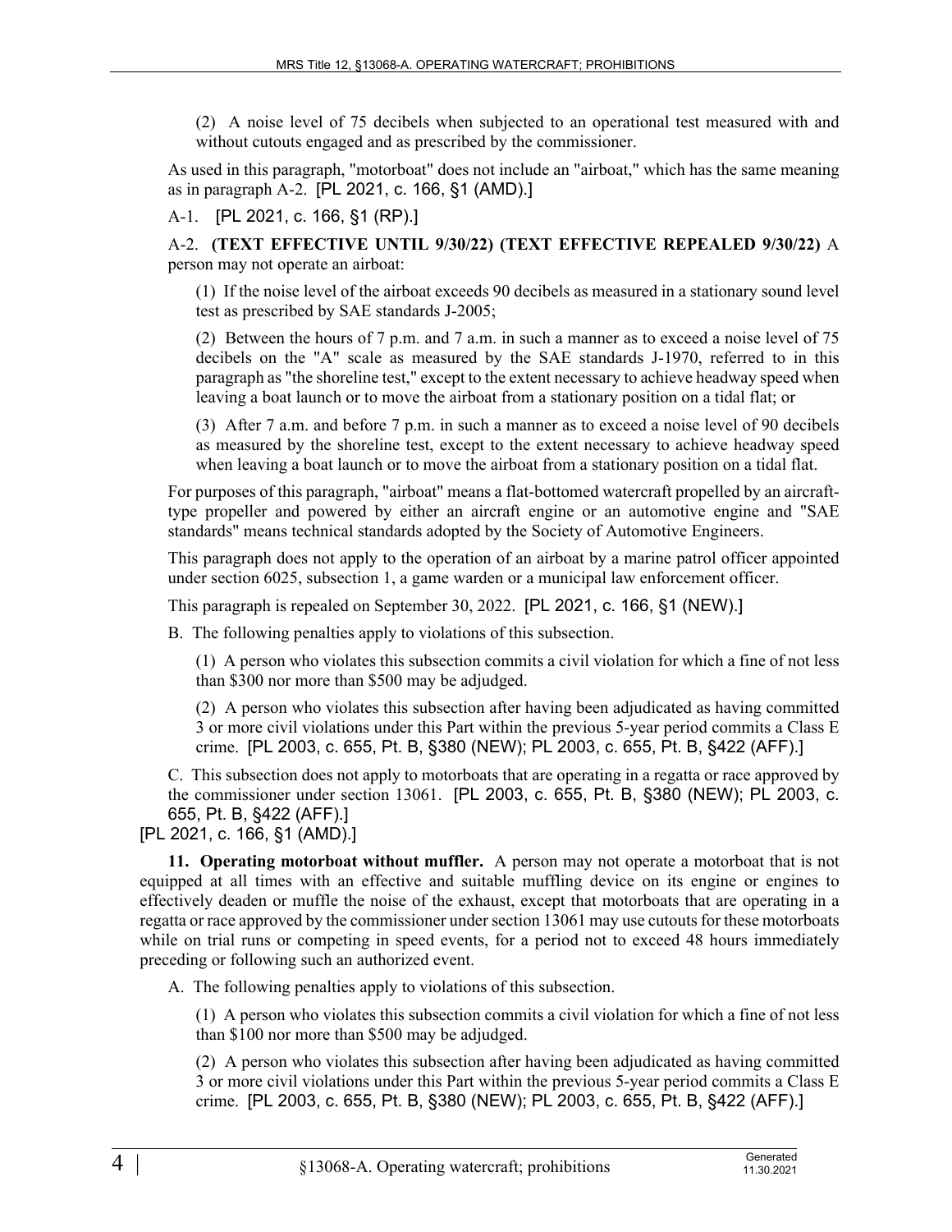(2) A noise level of 75 decibels when subjected to an operational test measured with and without cutouts engaged and as prescribed by the commissioner.

As used in this paragraph, "motorboat" does not include an "airboat," which has the same meaning as in paragraph A-2. [PL 2021, c. 166, §1 (AMD).]

A-1. [PL 2021, c. 166, §1 (RP).]

A-2. **(TEXT EFFECTIVE UNTIL 9/30/22) (TEXT EFFECTIVE REPEALED 9/30/22)** A person may not operate an airboat:

(1) If the noise level of the airboat exceeds 90 decibels as measured in a stationary sound level test as prescribed by SAE standards J-2005;

(2) Between the hours of 7 p.m. and 7 a.m. in such a manner as to exceed a noise level of 75 decibels on the "A" scale as measured by the SAE standards J-1970, referred to in this paragraph as "the shoreline test," except to the extent necessary to achieve headway speed when leaving a boat launch or to move the airboat from a stationary position on a tidal flat; or

(3) After 7 a.m. and before 7 p.m. in such a manner as to exceed a noise level of 90 decibels as measured by the shoreline test, except to the extent necessary to achieve headway speed when leaving a boat launch or to move the airboat from a stationary position on a tidal flat.

For purposes of this paragraph, "airboat" means a flat-bottomed watercraft propelled by an aircraft-type propeller and powered by either an aircraft engine or an automotive engine and "SAE standards" means technical standards adopted by the Society of Automotive Engineers.

This paragraph does not apply to the operation of an airboat by a marine patrol officer appointed under section 6025, subsection 1, a game warden or a municipal law enforcement officer.

This paragraph is repealed on September 30, 2022. [PL 2021, c. 166, §1 (NEW).]

B. The following penalties apply to violations of this subsection.

(1) A person who violates this subsection commits a civil violation for which a fine of not less than $300 nor more than $500 may be adjudged.

(2) A person who violates this subsection after having been adjudicated as having committed 3 or more civil violations under this Part within the previous 5-year period commits a Class E crime. [PL 2003, c. 655, Pt. B, §380 (NEW); PL 2003, c. 655, Pt. B, §422 (AFF).]

C. This subsection does not apply to motorboats that are operating in a regatta or race approved by the commissioner under section 13061. [PL 2003, c. 655, Pt. B, §380 (NEW); PL 2003, c. 655, Pt. B, §422 (AFF).]

[PL 2021, c. 166, §1 (AMD).]

**11. Operating motorboat without muffler.** A person may not operate a motorboat that is not equipped at all times with an effective and suitable muffling device on its engine or engines to effectively deaden or muffle the noise of the exhaust, except that motorboats that are operating in a regatta or race approved by the commissioner under section 13061 may use cutouts for these motorboats while on trial runs or competing in speed events, for a period not to exceed 48 hours immediately preceding or following such an authorized event.

A. The following penalties apply to violations of this subsection.

(1) A person who violates this subsection commits a civil violation for which a fine of not less than $100 nor more than $500 may be adjudged.

(2) A person who violates this subsection after having been adjudicated as having committed 3 or more civil violations under this Part within the previous 5-year period commits a Class E crime. [PL 2003, c. 655, Pt. B, §380 (NEW); PL 2003, c. 655, Pt. B, §422 (AFF).]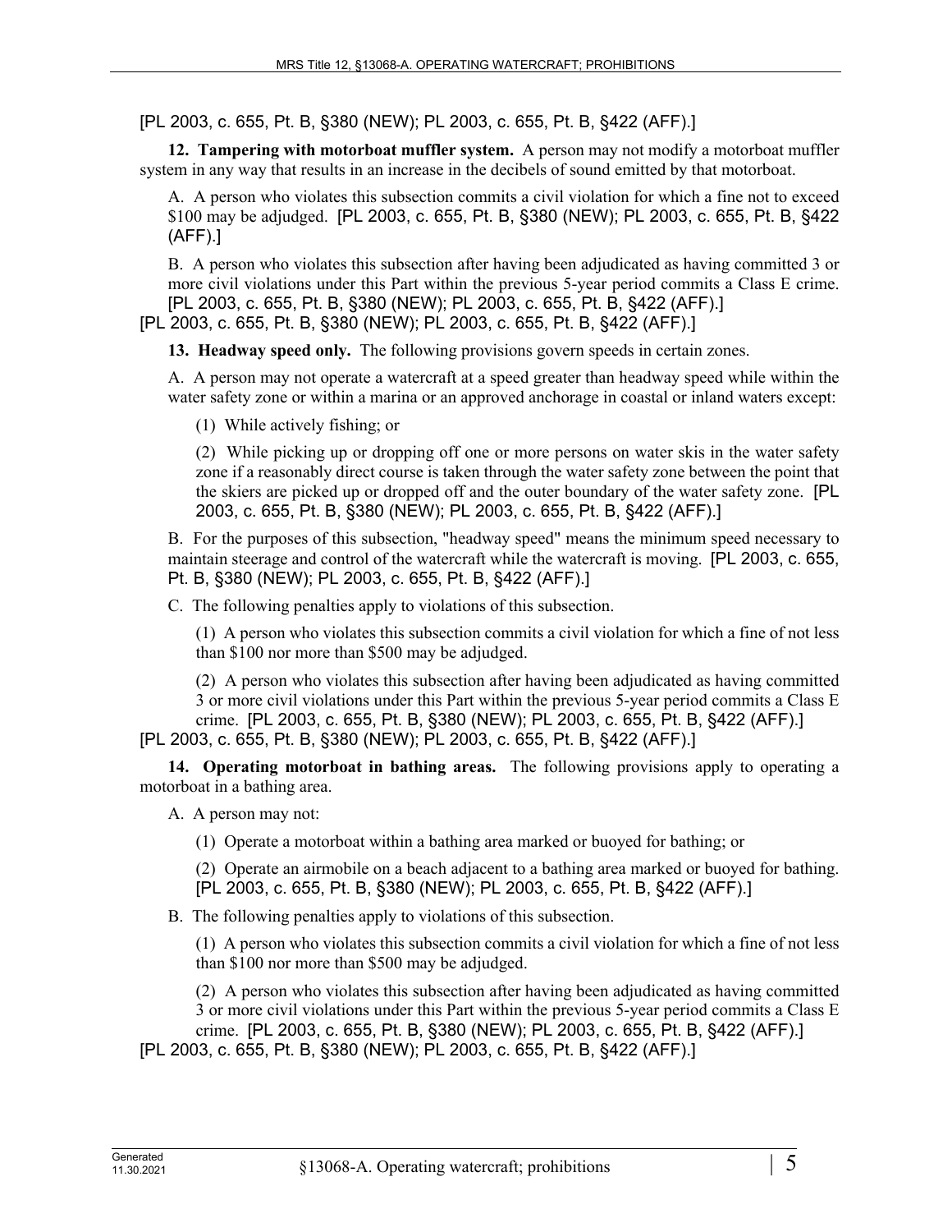[PL 2003, c. 655, Pt. B, §380 (NEW); PL 2003, c. 655, Pt. B, §422 (AFF).]

**12. Tampering with motorboat muffler system.** A person may not modify a motorboat muffler system in any way that results in an increase in the decibels of sound emitted by that motorboat.

A. A person who violates this subsection commits a civil violation for which a fine not to exceed $100 may be adjudged. [PL 2003, c. 655, Pt. B, §380 (NEW); PL 2003, c. 655, Pt. B, §422 (AFF).]

B. A person who violates this subsection after having been adjudicated as having committed 3 or more civil violations under this Part within the previous 5-year period commits a Class E crime. [PL 2003, c. 655, Pt. B, §380 (NEW); PL 2003, c. 655, Pt. B, §422 (AFF).]

[PL 2003, c. 655, Pt. B, §380 (NEW); PL 2003, c. 655, Pt. B, §422 (AFF).]

**13. Headway speed only.** The following provisions govern speeds in certain zones.

A. A person may not operate a watercraft at a speed greater than headway speed while within the water safety zone or within a marina or an approved anchorage in coastal or inland waters except:

(1) While actively fishing; or

(2) While picking up or dropping off one or more persons on water skis in the water safety zone if a reasonably direct course is taken through the water safety zone between the point that the skiers are picked up or dropped off and the outer boundary of the water safety zone. [PL 2003, c. 655, Pt. B, §380 (NEW); PL 2003, c. 655, Pt. B, §422 (AFF).]

B. For the purposes of this subsection, "headway speed" means the minimum speed necessary to maintain steerage and control of the watercraft while the watercraft is moving. [PL 2003, c. 655, Pt. B, §380 (NEW); PL 2003, c. 655, Pt. B, §422 (AFF).]

C. The following penalties apply to violations of this subsection.

(1) A person who violates this subsection commits a civil violation for which a fine of not less than $100 nor more than $500 may be adjudged.

(2) A person who violates this subsection after having been adjudicated as having committed 3 or more civil violations under this Part within the previous 5-year period commits a Class E crime. [PL 2003, c. 655, Pt. B, §380 (NEW); PL 2003, c. 655, Pt. B, §422 (AFF).]

[PL 2003, c. 655, Pt. B, §380 (NEW); PL 2003, c. 655, Pt. B, §422 (AFF).]

**14. Operating motorboat in bathing areas.** The following provisions apply to operating a motorboat in a bathing area.

A. A person may not:

(1) Operate a motorboat within a bathing area marked or buoyed for bathing; or

(2) Operate an airmobile on a beach adjacent to a bathing area marked or buoyed for bathing. [PL 2003, c. 655, Pt. B, §380 (NEW); PL 2003, c. 655, Pt. B, §422 (AFF).]

B. The following penalties apply to violations of this subsection.

(1) A person who violates this subsection commits a civil violation for which a fine of not less than $100 nor more than $500 may be adjudged.

(2) A person who violates this subsection after having been adjudicated as having committed 3 or more civil violations under this Part within the previous 5-year period commits a Class E crime. [PL 2003, c. 655, Pt. B, §380 (NEW); PL 2003, c. 655, Pt. B, §422 (AFF).]

[PL 2003, c. 655, Pt. B, §380 (NEW); PL 2003, c. 655, Pt. B, §422 (AFF).]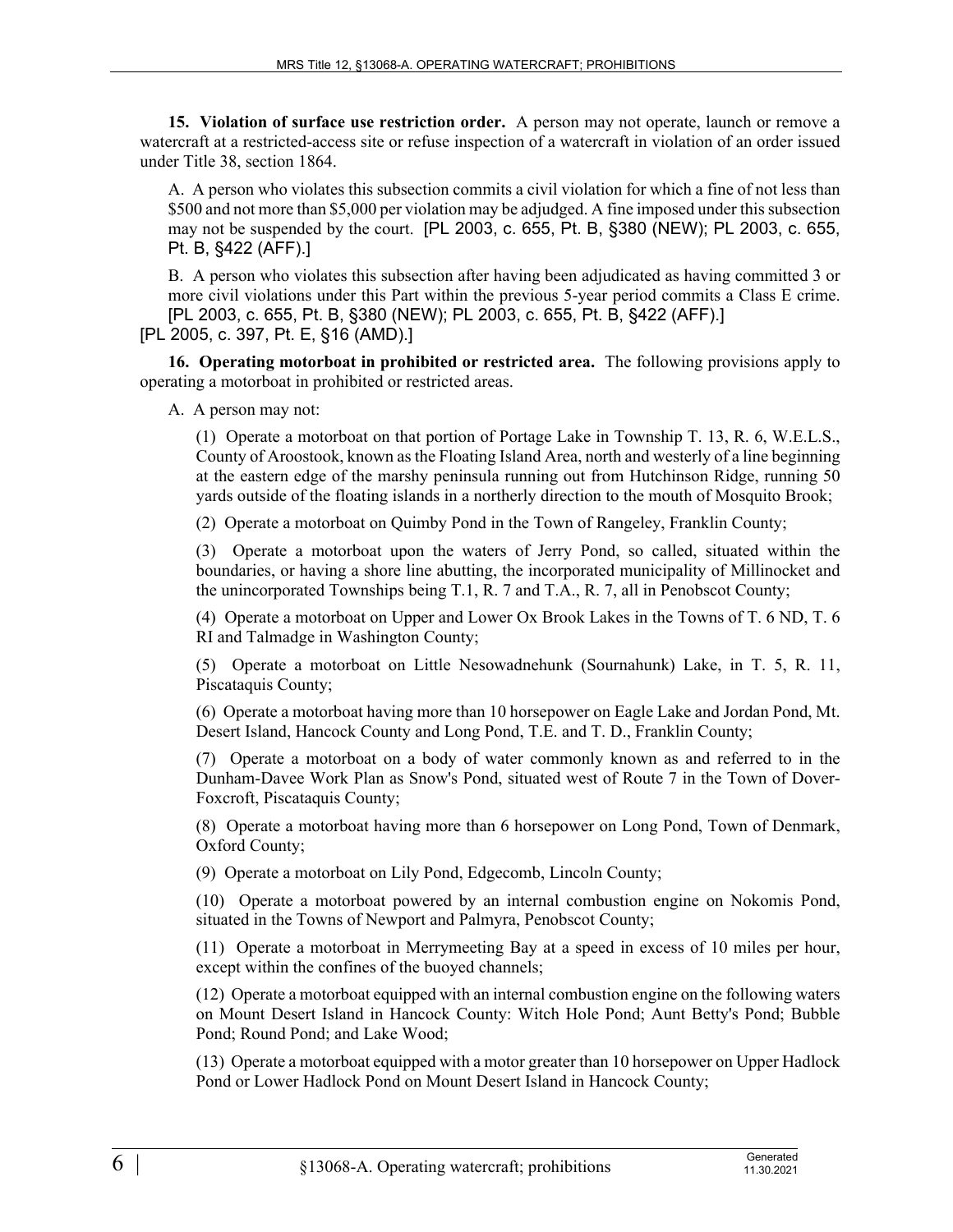**15. Violation of surface use restriction order.** A person may not operate, launch or remove a watercraft at a restricted-access site or refuse inspection of a watercraft in violation of an order issued under Title 38, section 1864.

A. A person who violates this subsection commits a civil violation for which a fine of not less than $500 and not more than $5,000 per violation may be adjudged. A fine imposed under this subsection may not be suspended by the court. [PL 2003, c. 655, Pt. B, §380 (NEW); PL 2003, c. 655, Pt. B, §422 (AFF).]

B. A person who violates this subsection after having been adjudicated as having committed 3 or more civil violations under this Part within the previous 5-year period commits a Class E crime. [PL 2003, c. 655, Pt. B, §380 (NEW); PL 2003, c. 655, Pt. B, §422 (AFF).]

[PL 2005, c. 397, Pt. E, §16 (AMD).]

**16. Operating motorboat in prohibited or restricted area.** The following provisions apply to operating a motorboat in prohibited or restricted areas.

A. A person may not:

(1) Operate a motorboat on that portion of Portage Lake in Township T. 13, R. 6, W.E.L.S., County of Aroostook, known as the Floating Island Area, north and westerly of a line beginning at the eastern edge of the marshy peninsula running out from Hutchinson Ridge, running 50 yards outside of the floating islands in a northerly direction to the mouth of Mosquito Brook;

(2) Operate a motorboat on Quimby Pond in the Town of Rangeley, Franklin County;

(3) Operate a motorboat upon the waters of Jerry Pond, so called, situated within the boundaries, or having a shore line abutting, the incorporated municipality of Millinocket and the unincorporated Townships being T.1, R. 7 and T.A., R. 7, all in Penobscot County;

(4) Operate a motorboat on Upper and Lower Ox Brook Lakes in the Towns of T. 6 ND, T. 6 RI and Talmadge in Washington County;

(5) Operate a motorboat on Little Nesowadnehunk (Sournahunk) Lake, in T. 5, R. 11, Piscataquis County;

(6) Operate a motorboat having more than 10 horsepower on Eagle Lake and Jordan Pond, Mt. Desert Island, Hancock County and Long Pond, T.E. and T. D., Franklin County;

(7) Operate a motorboat on a body of water commonly known as and referred to in the Dunham-Davee Work Plan as Snow's Pond, situated west of Route 7 in the Town of Dover-Foxcroft, Piscataquis County;

(8) Operate a motorboat having more than 6 horsepower on Long Pond, Town of Denmark, Oxford County;

(9) Operate a motorboat on Lily Pond, Edgecomb, Lincoln County;

(10) Operate a motorboat powered by an internal combustion engine on Nokomis Pond, situated in the Towns of Newport and Palmyra, Penobscot County;

(11) Operate a motorboat in Merrymeeting Bay at a speed in excess of 10 miles per hour, except within the confines of the buoyed channels;

(12) Operate a motorboat equipped with an internal combustion engine on the following waters on Mount Desert Island in Hancock County: Witch Hole Pond; Aunt Betty's Pond; Bubble Pond; Round Pond; and Lake Wood;

(13) Operate a motorboat equipped with a motor greater than 10 horsepower on Upper Hadlock Pond or Lower Hadlock Pond on Mount Desert Island in Hancock County;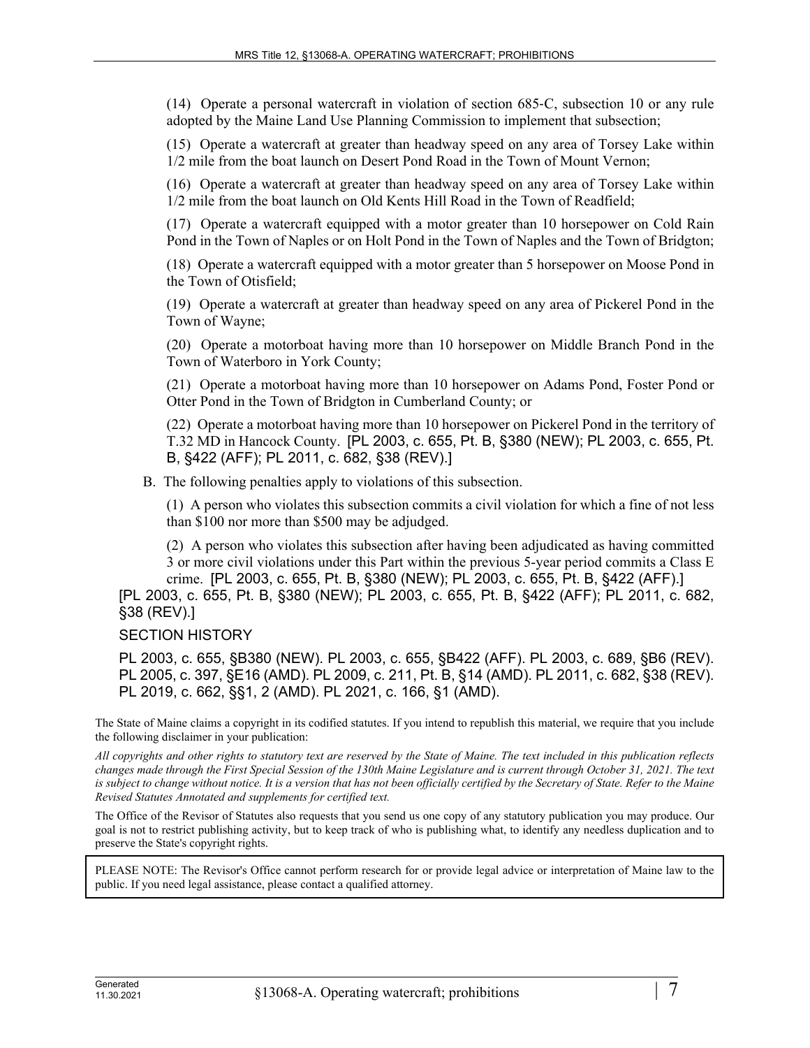(14) Operate a personal watercraft in violation of section 685-C, subsection 10 or any rule adopted by the Maine Land Use Planning Commission to implement that subsection;

(15) Operate a watercraft at greater than headway speed on any area of Torsey Lake within 1/2 mile from the boat launch on Desert Pond Road in the Town of Mount Vernon;

(16) Operate a watercraft at greater than headway speed on any area of Torsey Lake within 1/2 mile from the boat launch on Old Kents Hill Road in the Town of Readfield;

(17) Operate a watercraft equipped with a motor greater than 10 horsepower on Cold Rain Pond in the Town of Naples or on Holt Pond in the Town of Naples and the Town of Bridgton;

(18) Operate a watercraft equipped with a motor greater than 5 horsepower on Moose Pond in the Town of Otisfield;

(19) Operate a watercraft at greater than headway speed on any area of Pickerel Pond in the Town of Wayne;

(20) Operate a motorboat having more than 10 horsepower on Middle Branch Pond in the Town of Waterboro in York County;

(21) Operate a motorboat having more than 10 horsepower on Adams Pond, Foster Pond or Otter Pond in the Town of Bridgton in Cumberland County; or

(22) Operate a motorboat having more than 10 horsepower on Pickerel Pond in the territory of T.32 MD in Hancock County. [PL 2003, c. 655, Pt. B, §380 (NEW); PL 2003, c. 655, Pt. B, §422 (AFF); PL 2011, c. 682, §38 (REV).]

B. The following penalties apply to violations of this subsection.

(1) A person who violates this subsection commits a civil violation for which a fine of not less than $100 nor more than $500 may be adjudged.

(2) A person who violates this subsection after having been adjudicated as having committed 3 or more civil violations under this Part within the previous 5-year period commits a Class E crime. [PL 2003, c. 655, Pt. B, §380 (NEW); PL 2003, c. 655, Pt. B, §422 (AFF).]

[PL 2003, c. 655, Pt. B, §380 (NEW); PL 2003, c. 655, Pt. B, §422 (AFF); PL 2011, c. 682, §38 (REV).]

SECTION HISTORY

PL 2003, c. 655, §B380 (NEW). PL 2003, c. 655, §B422 (AFF). PL 2003, c. 689, §B6 (REV). PL 2005, c. 397, §E16 (AMD). PL 2009, c. 211, Pt. B, §14 (AMD). PL 2011, c. 682, §38 (REV). PL 2019, c. 662, §§1, 2 (AMD). PL 2021, c. 166, §1 (AMD).

The State of Maine claims a copyright in its codified statutes. If you intend to republish this material, we require that you include the following disclaimer in your publication:

*All copyrights and other rights to statutory text are reserved by the State of Maine. The text included in this publication reflects changes made through the First Special Session of the 130th Maine Legislature and is current through October 31, 2021. The text is subject to change without notice. It is a version that has not been officially certified by the Secretary of State. Refer to the Maine Revised Statutes Annotated and supplements for certified text.*

The Office of the Revisor of Statutes also requests that you send us one copy of any statutory publication you may produce. Our goal is not to restrict publishing activity, but to keep track of who is publishing what, to identify any needless duplication and to preserve the State's copyright rights.

PLEASE NOTE: The Revisor's Office cannot perform research for or provide legal advice or interpretation of Maine law to the public. If you need legal assistance, please contact a qualified attorney.